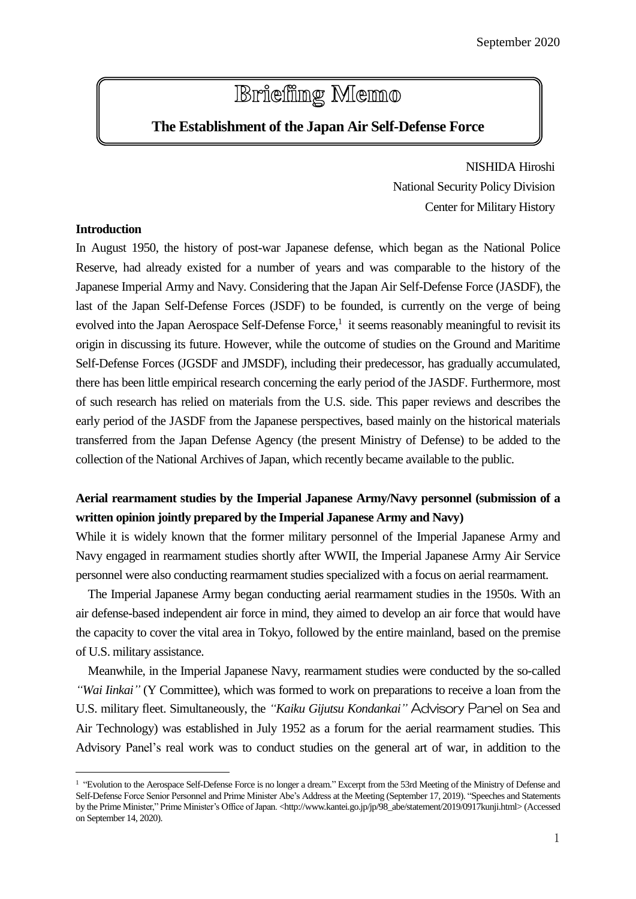September 2020

# Briefing Memo

## The Establishment of the Japan Air Self-Defense Force

NISHIDA Hiroshi
National Security Policy Division
Center for Military History

**Introduction**

In August 1950, the history of post-war Japanese defense, which began as the National Police Reserve, had already existed for a number of years and was comparable to the history of the Japanese Imperial Army and Navy. Considering that the Japan Air Self-Defense Force (JASDF), the last of the Japan Self-Defense Forces (JSDF) to be founded, is currently on the verge of being evolved into the Japan Aerospace Self-Defense Force,[1] it seems reasonably meaningful to revisit its origin in discussing its future. However, while the outcome of studies on the Ground and Maritime Self-Defense Forces (JGSDF and JMSDF), including their predecessor, has gradually accumulated, there has been little empirical research concerning the early period of the JASDF. Furthermore, most of such research has relied on materials from the U.S. side. This paper reviews and describes the early period of the JASDF from the Japanese perspectives, based mainly on the historical materials transferred from the Japan Defense Agency (the present Ministry of Defense) to be added to the collection of the National Archives of Japan, which recently became available to the public.

**Aerial rearmament studies by the Imperial Japanese Army/Navy personnel (submission of a written opinion jointly prepared by the Imperial Japanese Army and Navy)**

While it is widely known that the former military personnel of the Imperial Japanese Army and Navy engaged in rearmament studies shortly after WWII, the Imperial Japanese Army Air Service personnel were also conducting rearmament studies specialized with a focus on aerial rearmament.

The Imperial Japanese Army began conducting aerial rearmament studies in the 1950s. With an air defense-based independent air force in mind, they aimed to develop an air force that would have the capacity to cover the vital area in Tokyo, followed by the entire mainland, based on the premise of U.S. military assistance.

Meanwhile, in the Imperial Japanese Navy, rearmament studies were conducted by the so-called *"Wai Iinkai"* (Y Committee), which was formed to work on preparations to receive a loan from the U.S. military fleet. Simultaneously, the *"Kaiku Gijutsu Kondankai"* Advisory Panel on Sea and Air Technology) was established in July 1952 as a forum for the aerial rearmament studies. This Advisory Panel's real work was to conduct studies on the general art of war, in addition to the

---

[1] "Evolution to the Aerospace Self-Defense Force is no longer a dream." Excerpt from the 53rd Meeting of the Ministry of Defense and Self-Defense Force Senior Personnel and Prime Minister Abe's Address at the Meeting (September 17, 2019). "Speeches and Statements by the Prime Minister," Prime Minister's Office of Japan. <http://www.kantei.go.jp/jp/98_abe/statement/2019/0917kunji.html> (Accessed on September 14, 2020).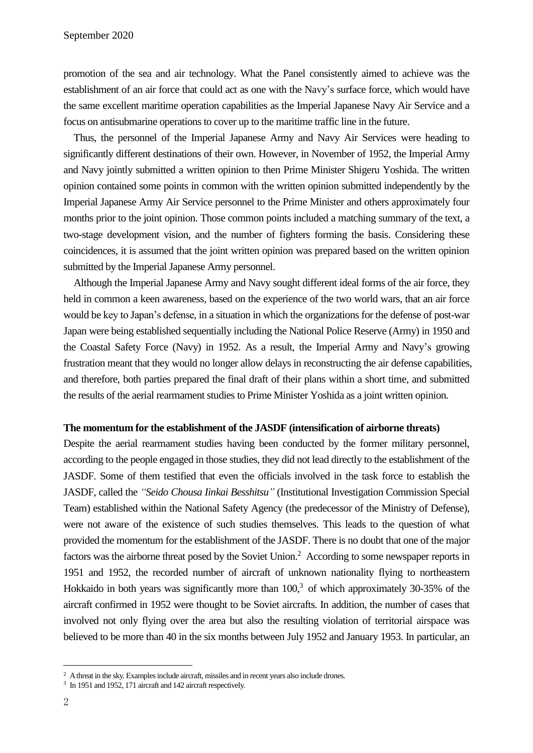promotion of the sea and air technology. What the Panel consistently aimed to achieve was the establishment of an air force that could act as one with the Navy's surface force, which would have the same excellent maritime operation capabilities as the Imperial Japanese Navy Air Service and a focus on antisubmarine operations to cover up to the maritime traffic line in the future.

Thus, the personnel of the Imperial Japanese Army and Navy Air Services were heading to significantly different destinations of their own. However, in November of 1952, the Imperial Army and Navy jointly submitted a written opinion to then Prime Minister Shigeru Yoshida. The written opinion contained some points in common with the written opinion submitted independently by the Imperial Japanese Army Air Service personnel to the Prime Minister and others approximately four months prior to the joint opinion. Those common points included a matching summary of the text, a two-stage development vision, and the number of fighters forming the basis. Considering these coincidences, it is assumed that the joint written opinion was prepared based on the written opinion submitted by the Imperial Japanese Army personnel.

Although the Imperial Japanese Army and Navy sought different ideal forms of the air force, they held in common a keen awareness, based on the experience of the two world wars, that an air force would be key to Japan's defense, in a situation in which the organizations for the defense of post-war Japan were being established sequentially including the National Police Reserve (Army) in 1950 and the Coastal Safety Force (Navy) in 1952. As a result, the Imperial Army and Navy's growing frustration meant that they would no longer allow delays in reconstructing the air defense capabilities, and therefore, both parties prepared the final draft of their plans within a short time, and submitted the results of the aerial rearmament studies to Prime Minister Yoshida as a joint written opinion.

**The momentum for the establishment of the JASDF (intensification of airborne threats)**

Despite the aerial rearmament studies having been conducted by the former military personnel, according to the people engaged in those studies, they did not lead directly to the establishment of the JASDF. Some of them testified that even the officials involved in the task force to establish the JASDF, called the *"Seido Chousa Iinkai Besshitsu"* (Institutional Investigation Commission Special Team) established within the National Safety Agency (the predecessor of the Ministry of Defense), were not aware of the existence of such studies themselves. This leads to the question of what provided the momentum for the establishment of the JASDF. There is no doubt that one of the major factors was the airborne threat posed by the Soviet Union.[2] According to some newspaper reports in 1951 and 1952, the recorded number of aircraft of unknown nationality flying to northeastern Hokkaido in both years was significantly more than 100,[3] of which approximately 30-35% of the aircraft confirmed in 1952 were thought to be Soviet aircrafts. In addition, the number of cases that involved not only flying over the area but also the resulting violation of territorial airspace was believed to be more than 40 in the six months between July 1952 and January 1953. In particular, an

---

[2] A threat in the sky. Examples include aircraft, missiles and in recent years also include drones.

[3] In 1951 and 1952, 171 aircraft and 142 aircraft respectively.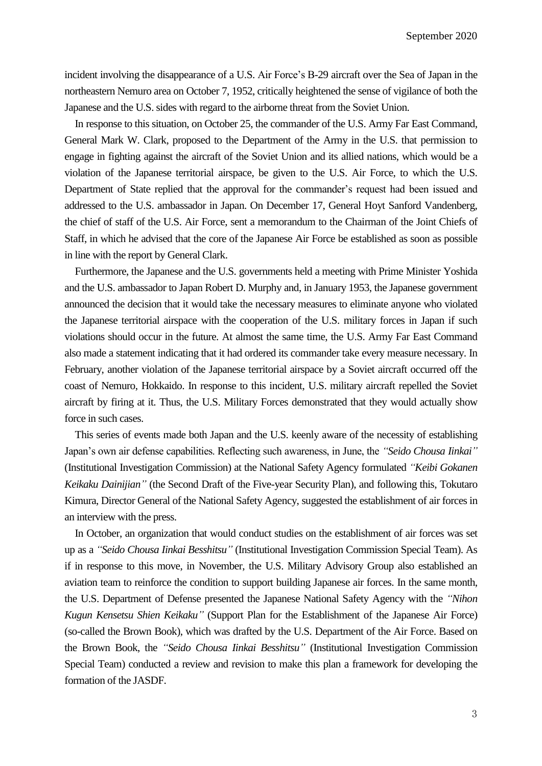incident involving the disappearance of a U.S. Air Force's B-29 aircraft over the Sea of Japan in the northeastern Nemuro area on October 7, 1952, critically heightened the sense of vigilance of both the Japanese and the U.S. sides with regard to the airborne threat from the Soviet Union.

In response to this situation, on October 25, the commander of the U.S. Army Far East Command, General Mark W. Clark, proposed to the Department of the Army in the U.S. that permission to engage in fighting against the aircraft of the Soviet Union and its allied nations, which would be a violation of the Japanese territorial airspace, be given to the U.S. Air Force, to which the U.S. Department of State replied that the approval for the commander's request had been issued and addressed to the U.S. ambassador in Japan. On December 17, General Hoyt Sanford Vandenberg, the chief of staff of the U.S. Air Force, sent a memorandum to the Chairman of the Joint Chiefs of Staff, in which he advised that the core of the Japanese Air Force be established as soon as possible in line with the report by General Clark.

Furthermore, the Japanese and the U.S. governments held a meeting with Prime Minister Yoshida and the U.S. ambassador to Japan Robert D. Murphy and, in January 1953, the Japanese government announced the decision that it would take the necessary measures to eliminate anyone who violated the Japanese territorial airspace with the cooperation of the U.S. military forces in Japan if such violations should occur in the future. At almost the same time, the U.S. Army Far East Command also made a statement indicating that it had ordered its commander take every measure necessary. In February, another violation of the Japanese territorial airspace by a Soviet aircraft occurred off the coast of Nemuro, Hokkaido. In response to this incident, U.S. military aircraft repelled the Soviet aircraft by firing at it. Thus, the U.S. Military Forces demonstrated that they would actually show force in such cases.

This series of events made both Japan and the U.S. keenly aware of the necessity of establishing Japan's own air defense capabilities. Reflecting such awareness, in June, the *"Seido Chousa Iinkai"* (Institutional Investigation Commission) at the National Safety Agency formulated *"Keibi Gokanen Keikaku Dainijian"* (the Second Draft of the Five-year Security Plan), and following this, Tokutaro Kimura, Director General of the National Safety Agency, suggested the establishment of air forces in an interview with the press.

In October, an organization that would conduct studies on the establishment of air forces was set up as a *"Seido Chousa Iinkai Besshitsu"* (Institutional Investigation Commission Special Team). As if in response to this move, in November, the U.S. Military Advisory Group also established an aviation team to reinforce the condition to support building Japanese air forces. In the same month, the U.S. Department of Defense presented the Japanese National Safety Agency with the *"Nihon Kugun Kensetsu Shien Keikaku"* (Support Plan for the Establishment of the Japanese Air Force) (so-called the Brown Book), which was drafted by the U.S. Department of the Air Force. Based on the Brown Book, the *"Seido Chousa Iinkai Besshitsu"* (Institutional Investigation Commission Special Team) conducted a review and revision to make this plan a framework for developing the formation of the JASDF.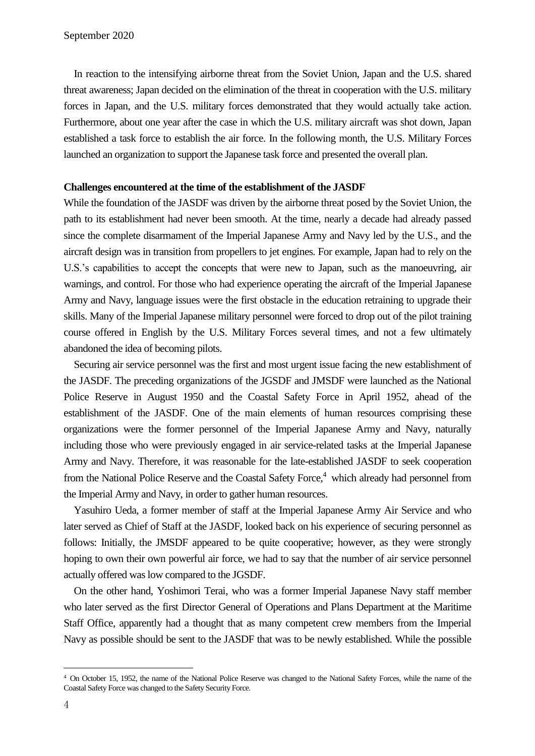In reaction to the intensifying airborne threat from the Soviet Union, Japan and the U.S. shared threat awareness; Japan decided on the elimination of the threat in cooperation with the U.S. military forces in Japan, and the U.S. military forces demonstrated that they would actually take action. Furthermore, about one year after the case in which the U.S. military aircraft was shot down, Japan established a task force to establish the air force. In the following month, the U.S. Military Forces launched an organization to support the Japanese task force and presented the overall plan.

**Challenges encountered at the time of the establishment of the JASDF**

While the foundation of the JASDF was driven by the airborne threat posed by the Soviet Union, the path to its establishment had never been smooth. At the time, nearly a decade had already passed since the complete disarmament of the Imperial Japanese Army and Navy led by the U.S., and the aircraft design was in transition from propellers to jet engines. For example, Japan had to rely on the U.S.'s capabilities to accept the concepts that were new to Japan, such as the manoeuvring, air warnings, and control. For those who had experience operating the aircraft of the Imperial Japanese Army and Navy, language issues were the first obstacle in the education retraining to upgrade their skills. Many of the Imperial Japanese military personnel were forced to drop out of the pilot training course offered in English by the U.S. Military Forces several times, and not a few ultimately abandoned the idea of becoming pilots.

Securing air service personnel was the first and most urgent issue facing the new establishment of the JASDF. The preceding organizations of the JGSDF and JMSDF were launched as the National Police Reserve in August 1950 and the Coastal Safety Force in April 1952, ahead of the establishment of the JASDF. One of the main elements of human resources comprising these organizations were the former personnel of the Imperial Japanese Army and Navy, naturally including those who were previously engaged in air service-related tasks at the Imperial Japanese Army and Navy. Therefore, it was reasonable for the late-established JASDF to seek cooperation from the National Police Reserve and the Coastal Safety Force,[4] which already had personnel from the Imperial Army and Navy, in order to gather human resources.

Yasuhiro Ueda, a former member of staff at the Imperial Japanese Army Air Service and who later served as Chief of Staff at the JASDF, looked back on his experience of securing personnel as follows: Initially, the JMSDF appeared to be quite cooperative; however, as they were strongly hoping to own their own powerful air force, we had to say that the number of air service personnel actually offered was low compared to the JGSDF.

On the other hand, Yoshimori Terai, who was a former Imperial Japanese Navy staff member who later served as the first Director General of Operations and Plans Department at the Maritime Staff Office, apparently had a thought that as many competent crew members from the Imperial Navy as possible should be sent to the JASDF that was to be newly established. While the possible

[4] On October 15, 1952, the name of the National Police Reserve was changed to the National Safety Forces, while the name of the Coastal Safety Force was changed to the Safety Security Force.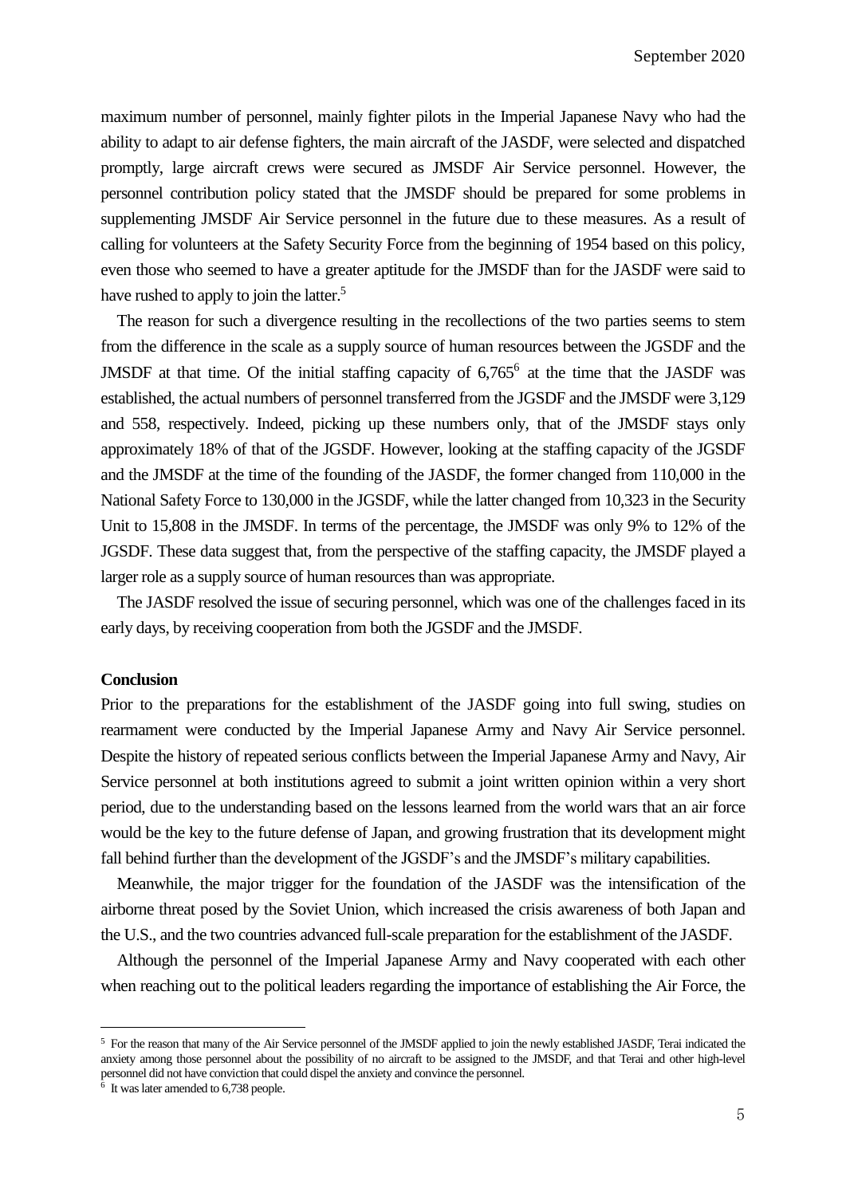maximum number of personnel, mainly fighter pilots in the Imperial Japanese Navy who had the ability to adapt to air defense fighters, the main aircraft of the JASDF, were selected and dispatched promptly, large aircraft crews were secured as JMSDF Air Service personnel. However, the personnel contribution policy stated that the JMSDF should be prepared for some problems in supplementing JMSDF Air Service personnel in the future due to these measures. As a result of calling for volunteers at the Safety Security Force from the beginning of 1954 based on this policy, even those who seemed to have a greater aptitude for the JMSDF than for the JASDF were said to have rushed to apply to join the latter.[5]

The reason for such a divergence resulting in the recollections of the two parties seems to stem from the difference in the scale as a supply source of human resources between the JGSDF and the JMSDF at that time. Of the initial staffing capacity of 6,765[6] at the time that the JASDF was established, the actual numbers of personnel transferred from the JGSDF and the JMSDF were 3,129 and 558, respectively. Indeed, picking up these numbers only, that of the JMSDF stays only approximately 18% of that of the JGSDF. However, looking at the staffing capacity of the JGSDF and the JMSDF at the time of the founding of the JASDF, the former changed from 110,000 in the National Safety Force to 130,000 in the JGSDF, while the latter changed from 10,323 in the Security Unit to 15,808 in the JMSDF. In terms of the percentage, the JMSDF was only 9% to 12% of the JGSDF. These data suggest that, from the perspective of the staffing capacity, the JMSDF played a larger role as a supply source of human resources than was appropriate.

The JASDF resolved the issue of securing personnel, which was one of the challenges faced in its early days, by receiving cooperation from both the JGSDF and the JMSDF.

**Conclusion**

Prior to the preparations for the establishment of the JASDF going into full swing, studies on rearmament were conducted by the Imperial Japanese Army and Navy Air Service personnel. Despite the history of repeated serious conflicts between the Imperial Japanese Army and Navy, Air Service personnel at both institutions agreed to submit a joint written opinion within a very short period, due to the understanding based on the lessons learned from the world wars that an air force would be the key to the future defense of Japan, and growing frustration that its development might fall behind further than the development of the JGSDF's and the JMSDF's military capabilities.

Meanwhile, the major trigger for the foundation of the JASDF was the intensification of the airborne threat posed by the Soviet Union, which increased the crisis awareness of both Japan and the U.S., and the two countries advanced full-scale preparation for the establishment of the JASDF.

Although the personnel of the Imperial Japanese Army and Navy cooperated with each other when reaching out to the political leaders regarding the importance of establishing the Air Force, the

---

[5] For the reason that many of the Air Service personnel of the JMSDF applied to join the newly established JASDF, Terai indicated the anxiety among those personnel about the possibility of no aircraft to be assigned to the JMSDF, and that Terai and other high-level personnel did not have conviction that could dispel the anxiety and convince the personnel.

[6] It was later amended to 6,738 people.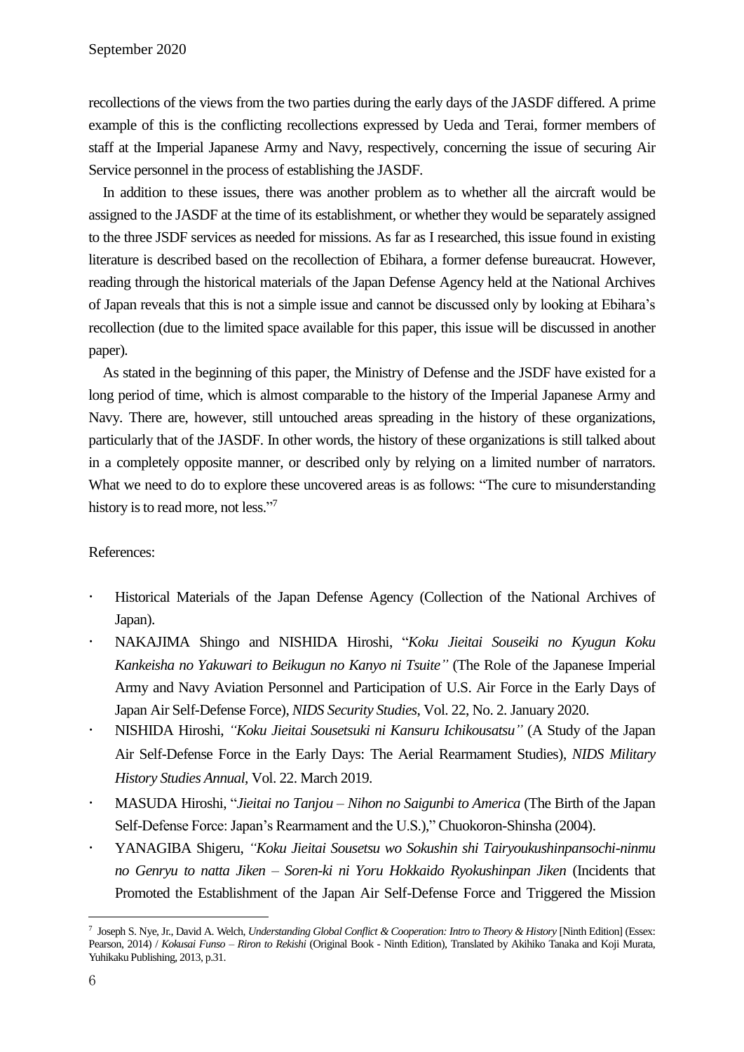recollections of the views from the two parties during the early days of the JASDF differed. A prime example of this is the conflicting recollections expressed by Ueda and Terai, former members of staff at the Imperial Japanese Army and Navy, respectively, concerning the issue of securing Air Service personnel in the process of establishing the JASDF.

In addition to these issues, there was another problem as to whether all the aircraft would be assigned to the JASDF at the time of its establishment, or whether they would be separately assigned to the three JSDF services as needed for missions. As far as I researched, this issue found in existing literature is described based on the recollection of Ebihara, a former defense bureaucrat. However, reading through the historical materials of the Japan Defense Agency held at the National Archives of Japan reveals that this is not a simple issue and cannot be discussed only by looking at Ebihara's recollection (due to the limited space available for this paper, this issue will be discussed in another paper).

As stated in the beginning of this paper, the Ministry of Defense and the JSDF have existed for a long period of time, which is almost comparable to the history of the Imperial Japanese Army and Navy. There are, however, still untouched areas spreading in the history of these organizations, particularly that of the JASDF. In other words, the history of these organizations is still talked about in a completely opposite manner, or described only by relying on a limited number of narrators. What we need to do to explore these uncovered areas is as follows: "The cure to misunderstanding history is to read more, not less."[7]

References:

- Historical Materials of the Japan Defense Agency (Collection of the National Archives of Japan).
- NAKAJIMA Shingo and NISHIDA Hiroshi, "*Koku Jieitai Souseiki no Kyugun Koku Kankeisha no Yakuwari to Beikugun no Kanyo ni Tsuite"* (The Role of the Japanese Imperial Army and Navy Aviation Personnel and Participation of U.S. Air Force in the Early Days of Japan Air Self-Defense Force), *NIDS Security Studies*, Vol. 22, No. 2. January 2020.
- NISHIDA Hiroshi, *"Koku Jieitai Sousetsuki ni Kansuru Ichikousatsu"* (A Study of the Japan Air Self-Defense Force in the Early Days: The Aerial Rearmament Studies), *NIDS Military History Studies Annual*, Vol. 22. March 2019.
- MASUDA Hiroshi, "*Jieitai no Tanjou – Nihon no Saigunbi to America* (The Birth of the Japan Self-Defense Force: Japan's Rearmament and the U.S.)," Chuokoron-Shinsha (2004).
- YANAGIBA Shigeru, *"Koku Jieitai Sousetsu wo Sokushin shi Tairyoukushinpansochi-ninmu no Genryu to natta Jiken – Soren-ki ni Yoru Hokkaido Ryokushinpan Jiken* (Incidents that Promoted the Establishment of the Japan Air Self-Defense Force and Triggered the Mission

---

[7] Joseph S. Nye, Jr., David A. Welch, *Understanding Global Conflict & Cooperation: Intro to Theory & History* [Ninth Edition] (Essex: Pearson, 2014) / *Kokusai Funso – Riron to Rekishi* (Original Book - Ninth Edition), Translated by Akihiko Tanaka and Koji Murata, Yuhikaku Publishing, 2013, p.31.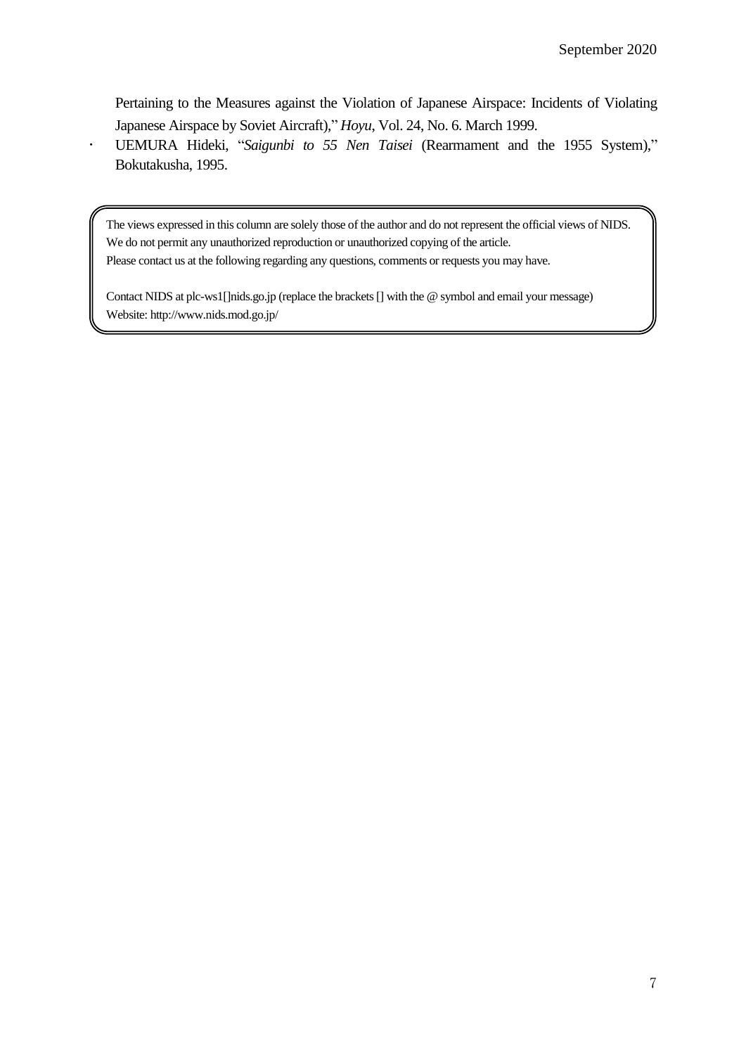Pertaining to the Measures against the Violation of Japanese Airspace: Incidents of Violating Japanese Airspace by Soviet Aircraft)," *Hoyu*, Vol. 24, No. 6. March 1999.

- UEMURA Hideki, "*Saigunbi to 55 Nen Taisei* (Rearmament and the 1955 System)," Bokutakusha, 1995.

The views expressed in this column are solely those of the author and do not represent the official views of NIDS.
We do not permit any unauthorized reproduction or unauthorized copying of the article.
Please contact us at the following regarding any questions, comments or requests you may have.

Contact NIDS at plc-ws1[]nids.go.jp (replace the brackets [] with the @ symbol and email your message)
Website: http://www.nids.mod.go.jp/